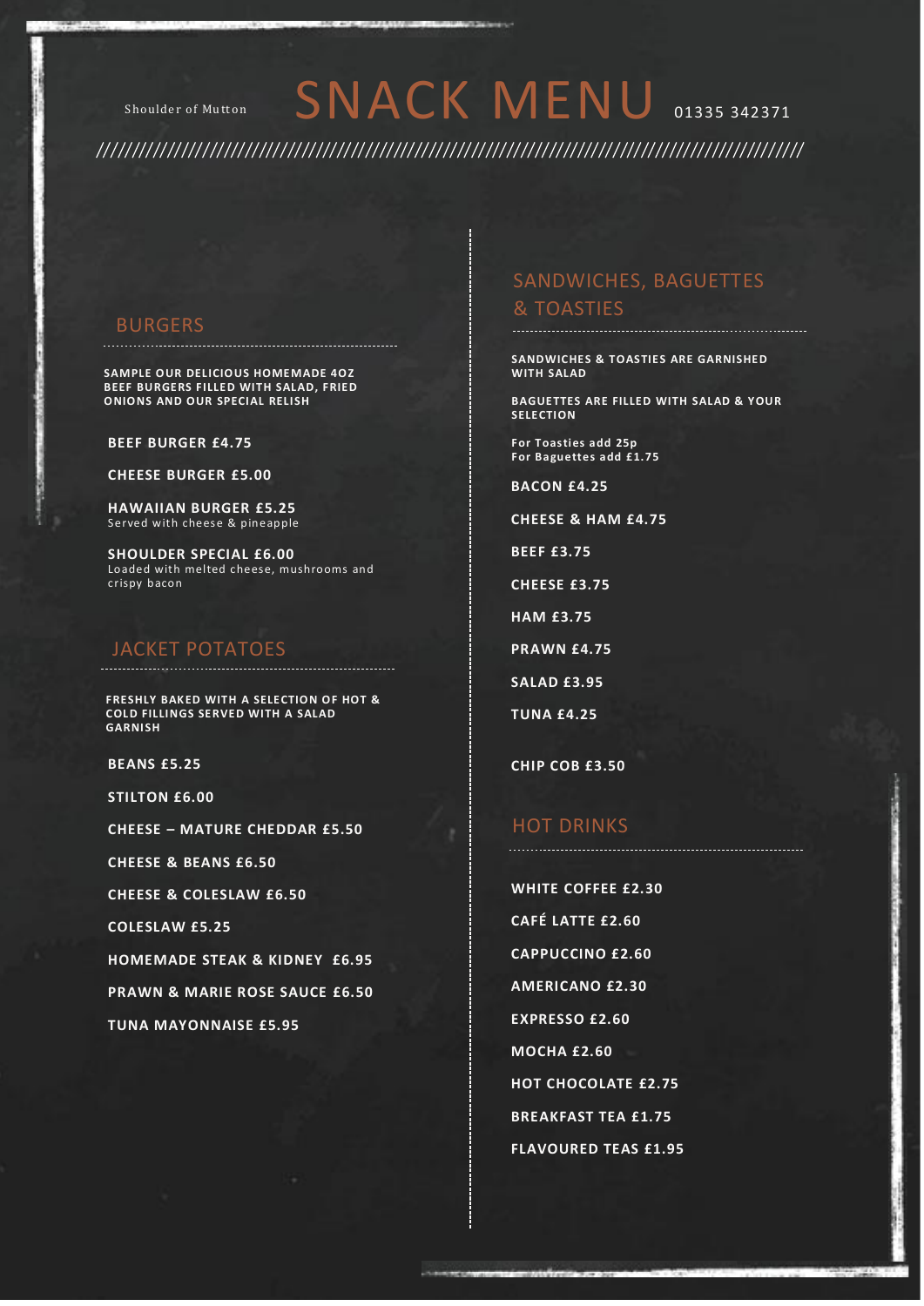Shoulder of Mutton

# SNACK MENU

01335 342371

////////////////////////////////////////////////////////////////////////////////////////////////////

## BURGERS

**SAMPLE OUR DELICIOUS HOMEMADE 4OZ BEEF BURGERS FILLED WITH SALAD, FRIED ONIONS AND OUR SPECIAL RELISH**

**BEEF BURGER £4.75**

**CHEESE BURGER £5.00**

**HAWAIIAN BURGER £5.25**
Served with cheese & pineapple

**SHOULDER SPECIAL £6.00**
Loaded with melted cheese, mushrooms and crispy bacon

## JACKET POTATOES

**FRESHLY BAKED WITH A SELECTION OF HOT & COLD FILLINGS SERVED WITH A SALAD GARNISH**

**BEANS £5.25**

**STILTON £6.00**

**CHEESE – MATURE CHEDDAR £5.50**

**CHEESE & BEANS £6.50**

**CHEESE & COLESLAW £6.50**

**COLESLAW £5.25**

**HOMEMADE STEAK & KIDNEY £6.95**

**PRAWN & MARIE ROSE SAUCE £6.50**

**TUNA MAYONNAISE £5.95**

## SANDWICHES, BAGUETTES & TOASTIES

**SANDWICHES & TOASTIES ARE GARNISHED WITH SALAD**

**BAGUETTES ARE FILLED WITH SALAD & YOUR SELECTION**

**For Toasties add 25p**
**For Baguettes add £1.75**

**BACON £4.25**

**CHEESE & HAM £4.75**

**BEEF £3.75**

**CHEESE £3.75**

**HAM £3.75**

**PRAWN £4.75**

**SALAD £3.95**

**TUNA £4.25**

**CHIP COB £3.50**

## HOT DRINKS

**WHITE COFFEE £2.30**

**CAFÉ LATTE £2.60**

**CAPPUCCINO £2.60**

**AMERICANO £2.30**

**EXPRESSO £2.60**

**MOCHA £2.60**

**HOT CHOCOLATE £2.75**

**BREAKFAST TEA £1.75**

**FLAVOURED TEAS £1.95**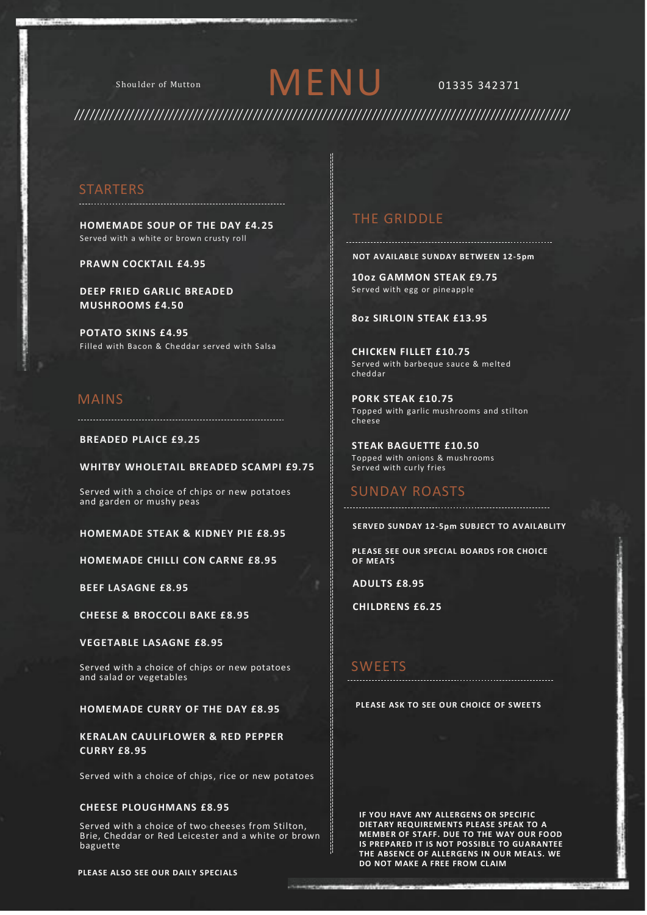Shoulder of Mutton

# MENU

01335 342371

## STARTERS

**HOMEMADE SOUP OF THE DAY £4.25**
Served with a white or brown crusty roll

**PRAWN COCKTAIL £4.95**

**DEEP FRIED GARLIC BREADED MUSHROOMS £4.50**

**POTATO SKINS £4.95**
Filled with Bacon & Cheddar served with Salsa

## MAINS

**BREADED PLAICE £9.25**

**WHITBY WHOLETAIL BREADED SCAMPI £9.75**

Served with a choice of chips or new potatoes and garden or mushy peas

**HOMEMADE STEAK & KIDNEY PIE £8.95**

**HOMEMADE CHILLI CON CARNE £8.95**

**BEEF LASAGNE £8.95**

**CHEESE & BROCCOLI BAKE £8.95**

**VEGETABLE LASAGNE £8.95**

Served with a choice of chips or new potatoes and salad or vegetables

**HOMEMADE CURRY OF THE DAY £8.95**

**KERALAN CAULIFLOWER & RED PEPPER CURRY £8.95**

Served with a choice of chips, rice or new potatoes

**CHEESE PLOUGHMANS £8.95**

Served with a choice of two cheeses from Stilton, Brie, Cheddar or Red Leicester and a white or brown baguette

**PLEASE ALSO SEE OUR DAILY SPECIALS**

## THE GRIDDLE

**NOT AVAILABLE SUNDAY BETWEEN 12-5pm**

**10oz GAMMON STEAK £9.75**
Served with egg or pineapple

**8oz SIRLOIN STEAK £13.95**

**CHICKEN FILLET £10.75**
Served with barbeque sauce & melted cheddar

**PORK STEAK £10.75**
Topped with garlic mushrooms and stilton cheese

**STEAK BAGUETTE £10.50**
Topped with onions & mushrooms
Served with curly fries

## SUNDAY ROASTS

**SERVED SUNDAY 12-5pm SUBJECT TO AVAILABLITY**

**PLEASE SEE OUR SPECIAL BOARDS FOR CHOICE OF MEATS**

**ADULTS £8.95**

**CHILDRENS £6.25**

## SWEETS

**PLEASE ASK TO SEE OUR CHOICE OF SWEETS**

**IF YOU HAVE ANY ALLERGENS OR SPECIFIC DIETARY REQUIREMENTS PLEASE SPEAK TO A MEMBER OF STAFF. DUE TO THE WAY OUR FOOD IS PREPARED IT IS NOT POSSIBLE TO GUARANTEE THE ABSENCE OF ALLERGENS IN OUR MEALS. WE DO NOT MAKE A FREE FROM CLAIM**